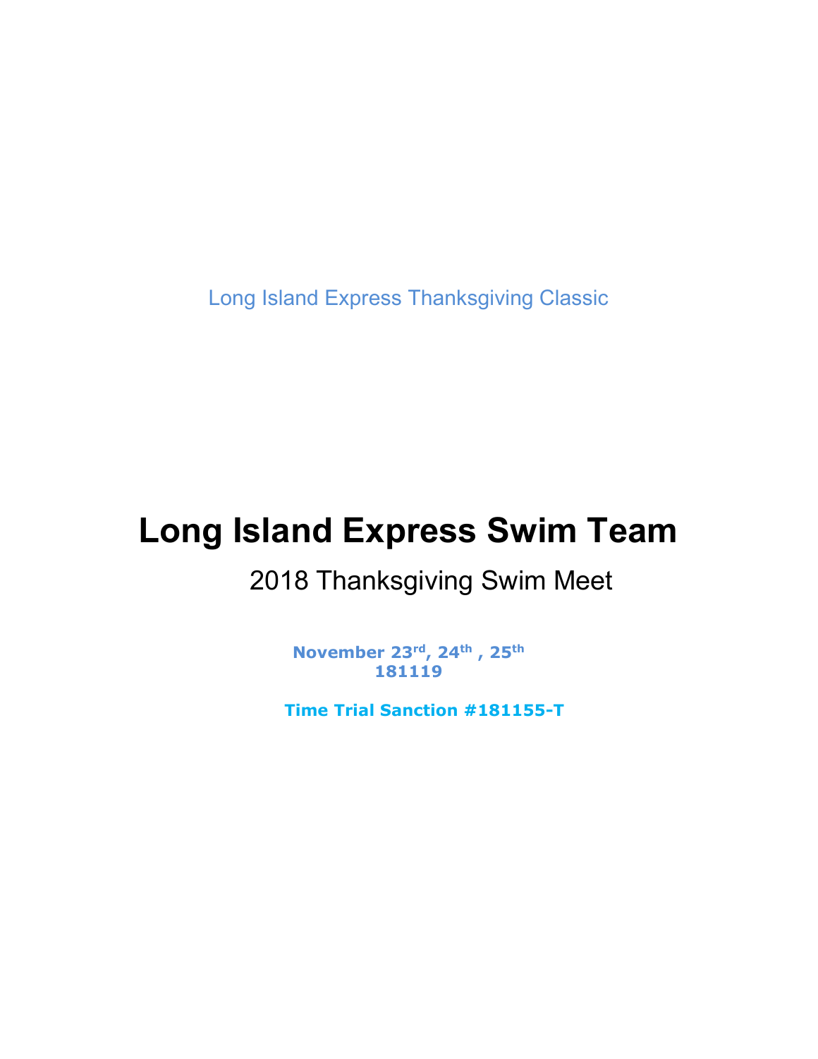Long Island Express Thanksgiving Classic

# Long Island Express Swim Team

## 2018 Thanksgiving Swim Meet

**November 23rd, 24th , 25th**
**181119**

**Time Trial Sanction #181155-T**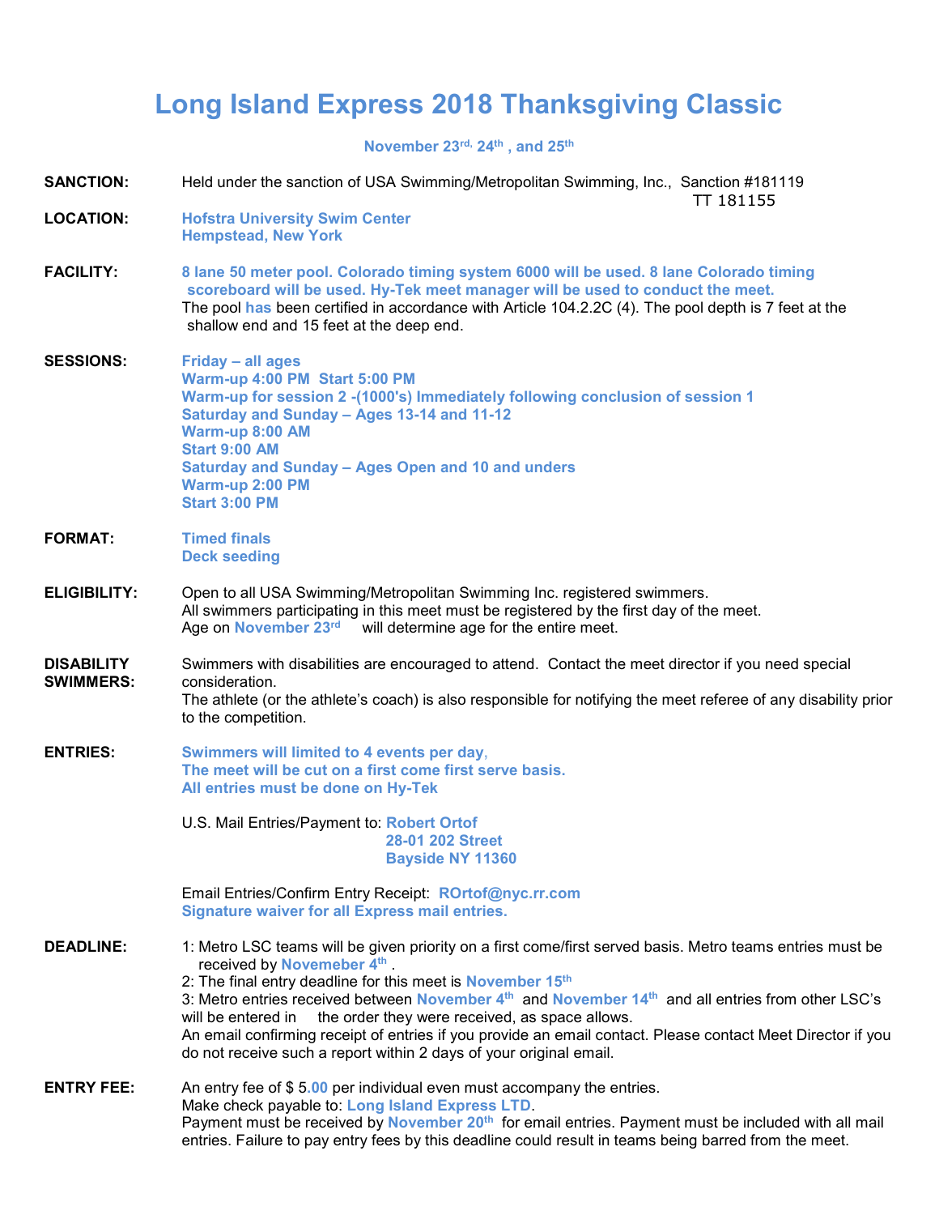# Long Island Express 2018 Thanksgiving Classic

November 23rd, 24th, and 25th

**SANCTION:** Held under the sanction of USA Swimming/Metropolitan Swimming, Inc., Sanction #181119 TT 181155

**LOCATION:** **Hofstra University Swim Center**
**Hempstead, New York**

**FACILITY:** **8 lane 50 meter pool. Colorado timing system 6000 will be used. 8 lane Colorado timing scoreboard will be used. Hy-Tek meet manager will be used to conduct the meet.**
The pool **has** been certified in accordance with Article 104.2.2C (4). The pool depth is 7 feet at the shallow end and 15 feet at the deep end.

**SESSIONS:** **Friday – all ages**
**Warm-up 4:00 PM Start 5:00 PM**
**Warm-up for session 2 -(1000's) Immediately following conclusion of session 1**
**Saturday and Sunday – Ages 13-14 and 11-12**
**Warm-up 8:00 AM**
**Start 9:00 AM**
**Saturday and Sunday – Ages Open and 10 and unders**
**Warm-up 2:00 PM**
**Start 3:00 PM**

**FORMAT:** **Timed finals**
**Deck seeding**

**ELIGIBILITY:** Open to all USA Swimming/Metropolitan Swimming Inc. registered swimmers.
All swimmers participating in this meet must be registered by the first day of the meet.
Age on **November 23rd** will determine age for the entire meet.

**DISABILITY SWIMMERS:** Swimmers with disabilities are encouraged to attend. Contact the meet director if you need special consideration.
The athlete (or the athlete's coach) is also responsible for notifying the meet referee of any disability prior to the competition.

**ENTRIES:** **Swimmers will limited to 4 events per day,**
**The meet will be cut on a first come first serve basis.**
**All entries must be done on Hy-Tek**

U.S. Mail Entries/Payment to: **Robert Ortof**
**28-01 202 Street**
**Bayside NY 11360**

Email Entries/Confirm Entry Receipt: **ROrtof@nyc.rr.com**
**Signature waiver for all Express mail entries.**

**DEADLINE:** 1: Metro LSC teams will be given priority on a first come/first served basis. Metro teams entries must be received by **Novemeber 4th** .
2: The final entry deadline for this meet is **November 15th**
3: Metro entries received between **November 4th** and **November 14th** and all entries from other LSC's will be entered in the order they were received, as space allows.
An email confirming receipt of entries if you provide an email contact. Please contact Meet Director if you do not receive such a report within 2 days of your original email.

**ENTRY FEE:** An entry fee of $ 5.**00** per individual even must accompany the entries.
Make check payable to: **Long Island Express LTD**.
Payment must be received by **November 20th** for email entries. Payment must be included with all mail entries. Failure to pay entry fees by this deadline could result in teams being barred from the meet.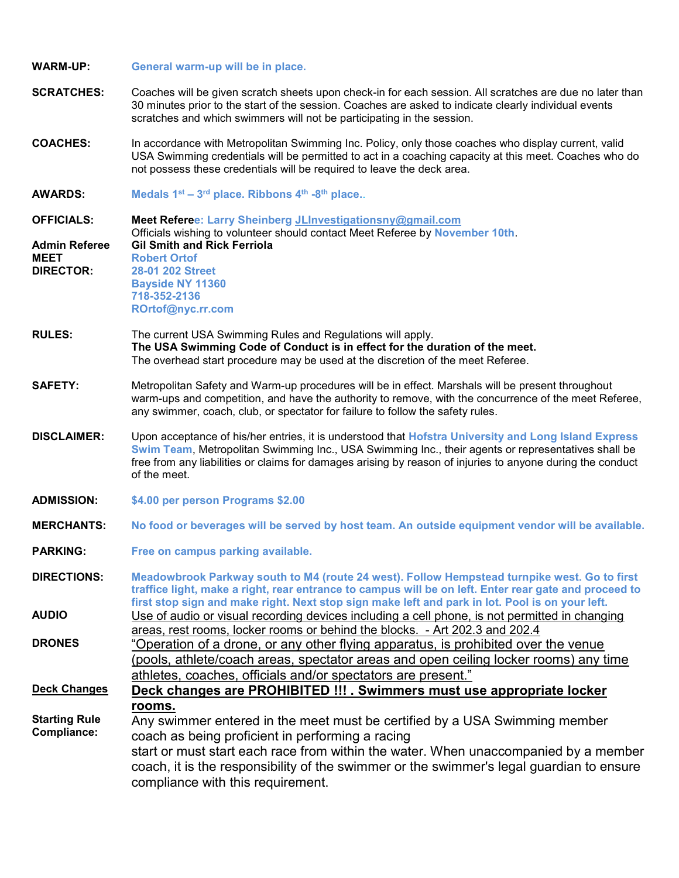**WARM-UP:** **General warm-up will be in place.**

**SCRATCHES:** Coaches will be given scratch sheets upon check-in for each session. All scratches are due no later than 30 minutes prior to the start of the session. Coaches are asked to indicate clearly individual events scratches and which swimmers will not be participating in the session.

**COACHES:** In accordance with Metropolitan Swimming Inc. Policy, only those coaches who display current, valid USA Swimming credentials will be permitted to act in a coaching capacity at this meet. Coaches who do not possess these credentials will be required to leave the deck area.

**AWARDS:** **Medals 1st – 3rd place. Ribbons 4th -8th place..**

**OFFICIALS:** **Meet Referee: Larry Sheinberg JLInvestigationsny@gmail.com**
Officials wishing to volunteer should contact Meet Referee by **November 10th**.

**Admin Referee** **Gil Smith and Rick Ferriola**

**MEET DIRECTOR:** **Robert Ortof**
**28-01 202 Street**
**Bayside NY 11360**
**718-352-2136**
**ROrtof@nyc.rr.com**

**RULES:** The current USA Swimming Rules and Regulations will apply.
**The USA Swimming Code of Conduct is in effect for the duration of the meet.**
The overhead start procedure may be used at the discretion of the meet Referee.

**SAFETY:** Metropolitan Safety and Warm-up procedures will be in effect. Marshals will be present throughout warm-ups and competition, and have the authority to remove, with the concurrence of the meet Referee, any swimmer, coach, club, or spectator for failure to follow the safety rules.

**DISCLAIMER:** Upon acceptance of his/her entries, it is understood that **Hofstra University and Long Island Express Swim Team**, Metropolitan Swimming Inc., USA Swimming Inc., their agents or representatives shall be free from any liabilities or claims for damages arising by reason of injuries to anyone during the conduct of the meet.

**ADMISSION:** **$4.00 per person Programs $2.00**

**MERCHANTS:** **No food or beverages will be served by host team. An outside equipment vendor will be available.**

**PARKING:** **Free on campus parking available.**

**DIRECTIONS:** **Meadowbrook Parkway south to M4 (route 24 west). Follow Hempstead turnpike west. Go to first traffice light, make a right, rear entrance to campus will be on left. Enter rear gate and proceed to first stop sign and make right. Next stop sign make left and park in lot. Pool is on your left.**

**AUDIO** Use of audio or visual recording devices including a cell phone, is not permitted in changing areas, rest rooms, locker rooms or behind the blocks. - Art 202.3 and 202.4

**DRONES** "Operation of a drone, or any other flying apparatus, is prohibited over the venue (pools, athlete/coach areas, spectator areas and open ceiling locker rooms) any time athletes, coaches, officials and/or spectators are present."

**Deck Changes** **Deck changes are PROHIBITED !!! . Swimmers must use appropriate locker rooms.**

**Starting Rule Compliance:** Any swimmer entered in the meet must be certified by a USA Swimming member coach as being proficient in performing a racing start or must start each race from within the water. When unaccompanied by a member coach, it is the responsibility of the swimmer or the swimmer's legal guardian to ensure compliance with this requirement.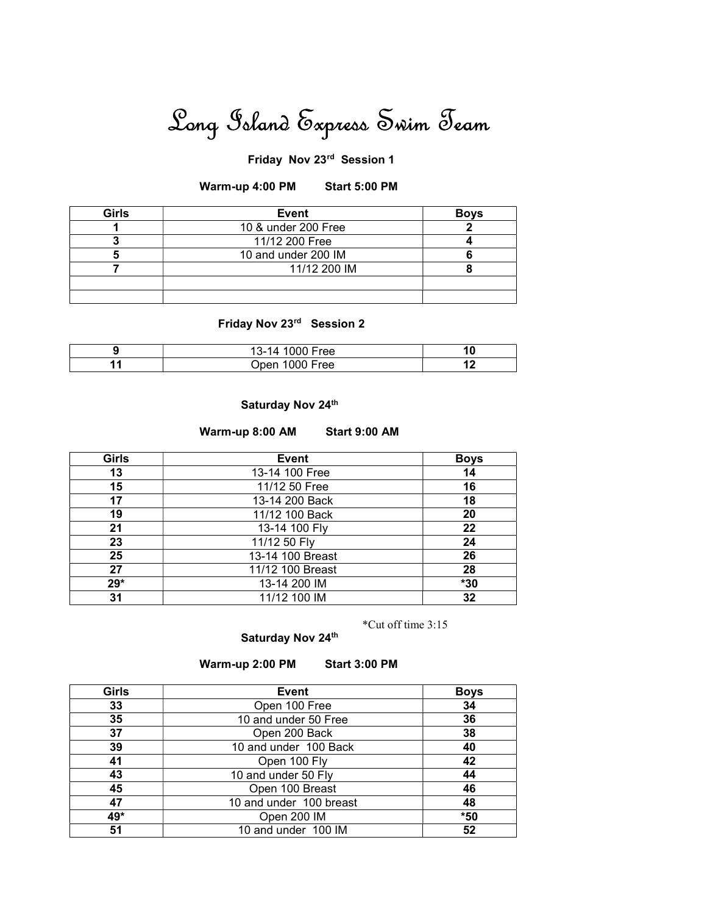# Long Island Express Swim Team

**Friday Nov 23rd Session 1**

**Warm-up 4:00 PM Start 5:00 PM**

| Girls | Event | Boys |
|---|---|---|
| **1** | 10 & under 200 Free | **2** |
| **3** | 11/12 200 Free | **4** |
| **5** | 10 and under 200 IM | **6** |
| **7** | 11/12 200 IM | **8** |
| | | |
| | | |

**Friday Nov 23rd Session 2**

| | | |
|---|---|---|
| **9** | 13-14 1000 Free | **10** |
| **11** | Open 1000 Free | **12** |

**Saturday Nov 24th**

**Warm-up 8:00 AM Start 9:00 AM**

| Girls | Event | Boys |
|---|---|---|
| **13** | 13-14 100 Free | **14** |
| **15** | 11/12 50 Free | **16** |
| **17** | 13-14 200 Back | **18** |
| **19** | 11/12 100 Back | **20** |
| **21** | 13-14 100 Fly | **22** |
| **23** | 11/12 50 Fly | **24** |
| **25** | 13-14 100 Breast | **26** |
| **27** | 11/12 100 Breast | **28** |
| **29*** | 13-14 200 IM | ***30** |
| **31** | 11/12 100 IM | **32** |

*Cut off time 3:15

**Saturday Nov 24th**

**Warm-up 2:00 PM Start 3:00 PM**

| Girls | Event | Boys |
|---|---|---|
| **33** | Open 100 Free | **34** |
| **35** | 10 and under 50 Free | **36** |
| **37** | Open 200 Back | **38** |
| **39** | 10 and under 100 Back | **40** |
| **41** | Open 100 Fly | **42** |
| **43** | 10 and under 50 Fly | **44** |
| **45** | Open 100 Breast | **46** |
| **47** | 10 and under 100 breast | **48** |
| **49*** | Open 200 IM | ***50** |
| **51** | 10 and under 100 IM | **52** |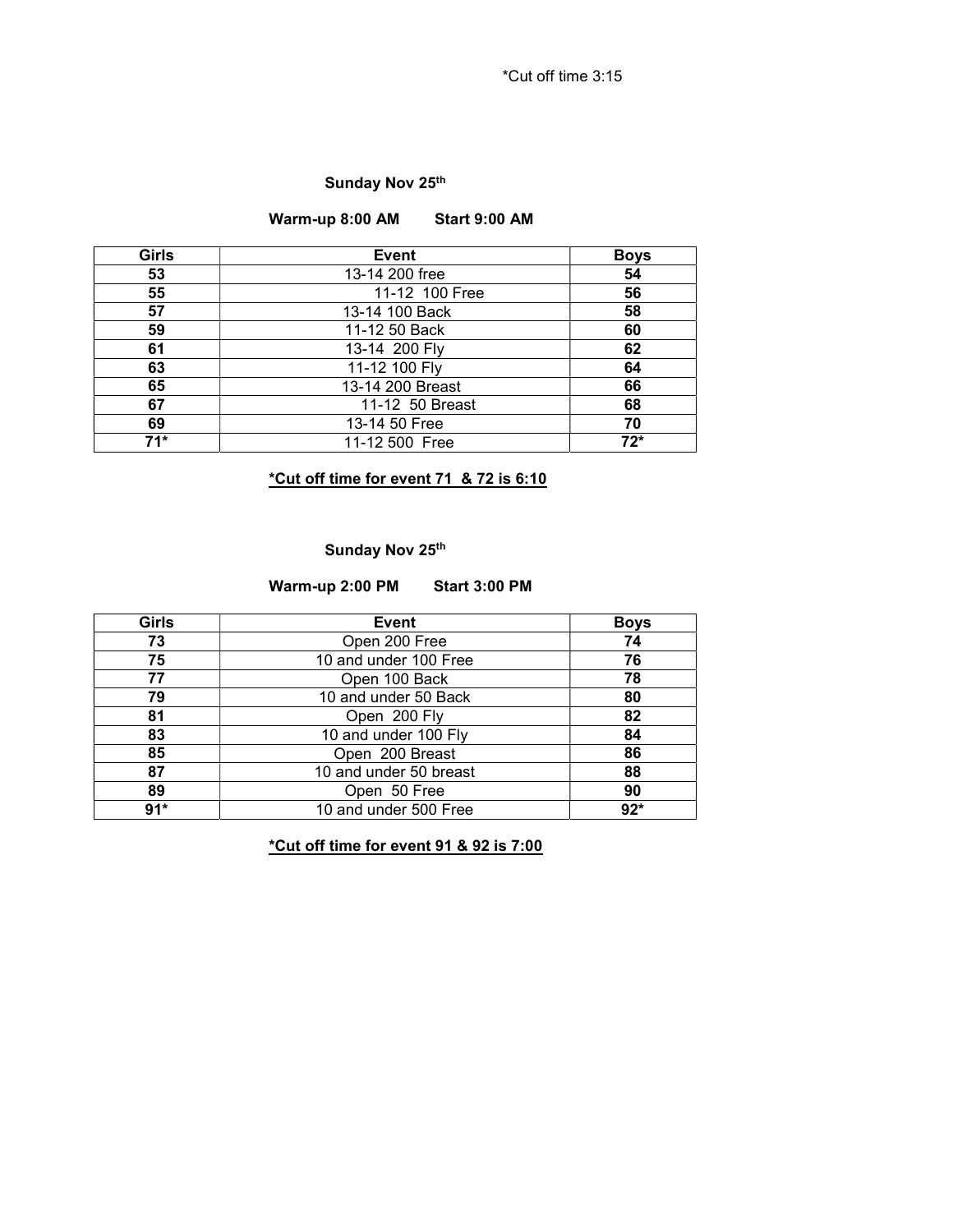*Cut off time 3:15

**Sunday Nov 25th**

**Warm-up 8:00 AM Start 9:00 AM**

| Girls | Event | Boys |
|---|---|---|
| 53 | 13-14 200 free | 54 |
| 55 | 11-12 100 Free | 56 |
| 57 | 13-14 100 Back | 58 |
| 59 | 11-12 50 Back | 60 |
| 61 | 13-14 200 Fly | 62 |
| 63 | 11-12 100 Fly | 64 |
| 65 | 13-14 200 Breast | 66 |
| 67 | 11-12 50 Breast | 68 |
| 69 | 13-14 50 Free | 70 |
| 71* | 11-12 500 Free | 72* |

**\*Cut off time for event 71 & 72 is 6:10**

**Sunday Nov 25th**

**Warm-up 2:00 PM Start 3:00 PM**

| Girls | Event | Boys |
|---|---|---|
| 73 | Open 200 Free | 74 |
| 75 | 10 and under 100 Free | 76 |
| 77 | Open 100 Back | 78 |
| 79 | 10 and under 50 Back | 80 |
| 81 | Open 200 Fly | 82 |
| 83 | 10 and under 100 Fly | 84 |
| 85 | Open 200 Breast | 86 |
| 87 | 10 and under 50 breast | 88 |
| 89 | Open 50 Free | 90 |
| 91* | 10 and under 500 Free | 92* |

**\*Cut off time for event 91 & 92 is 7:00**